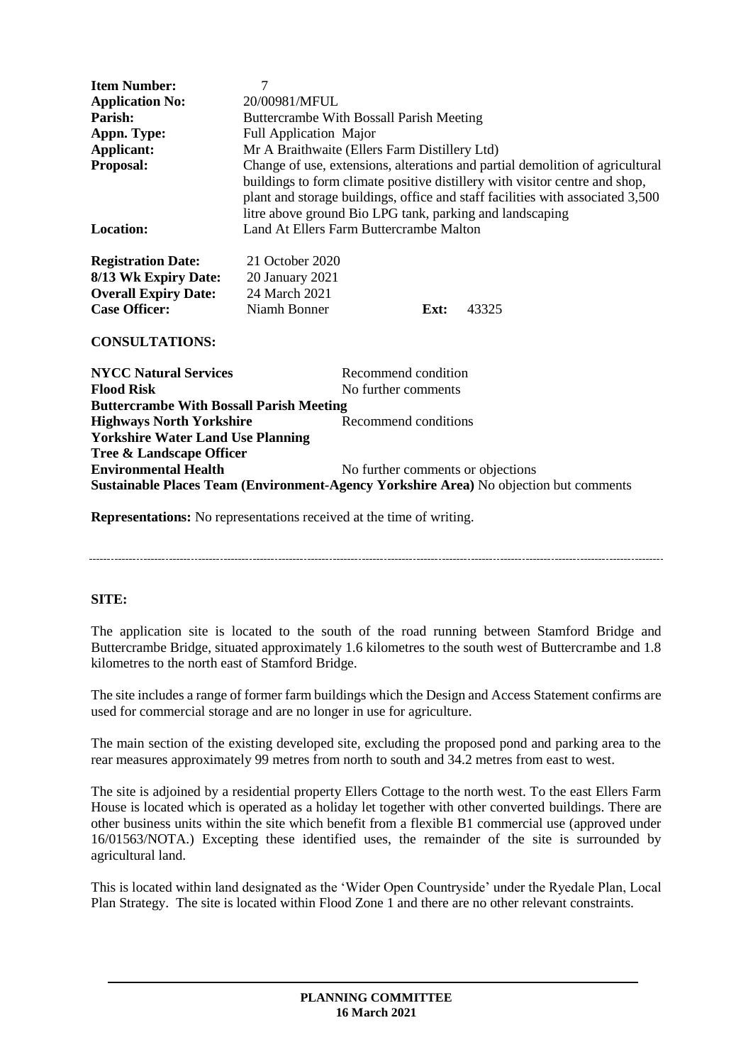| | |
|---|---|
| **Item Number:** | 7 |
| **Application No:** | 20/00981/MFUL |
| **Parish:** | Buttercrambe With Bossall Parish Meeting |
| **Appn. Type:** | Full Application Major |
| **Applicant:** | Mr A Braithwaite (Ellers Farm Distillery Ltd) |
| **Proposal:** | Change of use, extensions, alterations and partial demolition of agricultural buildings to form climate positive distillery with visitor centre and shop, plant and storage buildings, office and staff facilities with associated 3,500 litre above ground Bio LPG tank, parking and landscaping |
| **Location:** | Land At Ellers Farm Buttercrambe Malton |

| | | | |
|---|---|---|---|
| **Registration Date:** | 21 October 2020 | | |
| **8/13 Wk Expiry Date:** | 20 January 2021 | | |
| **Overall Expiry Date:** | 24 March 2021 | | |
| **Case Officer:** | Niamh Bonner | **Ext:** | 43325 |

**CONSULTATIONS:**

| | |
|---|---|
| **NYCC Natural Services** | Recommend condition |
| **Flood Risk** | No further comments |
| **Buttercrambe With Bossall Parish Meeting** | |
| **Highways North Yorkshire** | Recommend conditions |
| **Yorkshire Water Land Use Planning** | |
| **Tree & Landscape Officer** | |
| **Environmental Health** | No further comments or objections |
| **Sustainable Places Team (Environment-Agency Yorkshire Area)** | No objection but comments |

**Representations:** No representations received at the time of writing.

---

**SITE:**

The application site is located to the south of the road running between Stamford Bridge and Buttercrambe Bridge, situated approximately 1.6 kilometres to the south west of Buttercrambe and 1.8 kilometres to the north east of Stamford Bridge.

The site includes a range of former farm buildings which the Design and Access Statement confirms are used for commercial storage and are no longer in use for agriculture.

The main section of the existing developed site, excluding the proposed pond and parking area to the rear measures approximately 99 metres from north to south and 34.2 metres from east to west.

The site is adjoined by a residential property Ellers Cottage to the north west. To the east Ellers Farm House is located which is operated as a holiday let together with other converted buildings. There are other business units within the site which benefit from a flexible B1 commercial use (approved under 16/01563/NOTA.) Excepting these identified uses, the remainder of the site is surrounded by agricultural land.

This is located within land designated as the 'Wider Open Countryside' under the Ryedale Plan, Local Plan Strategy. The site is located within Flood Zone 1 and there are no other relevant constraints.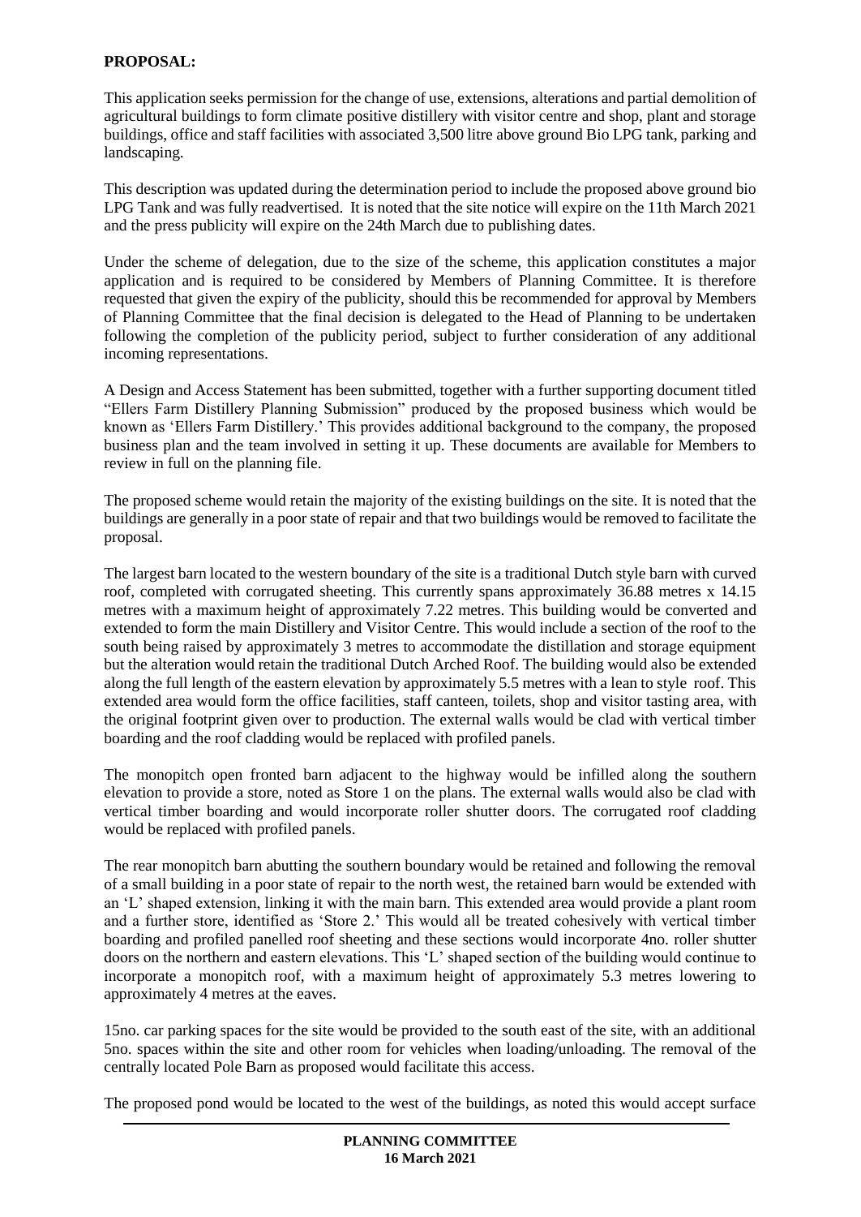**PROPOSAL:**

This application seeks permission for the change of use, extensions, alterations and partial demolition of agricultural buildings to form climate positive distillery with visitor centre and shop, plant and storage buildings, office and staff facilities with associated 3,500 litre above ground Bio LPG tank, parking and landscaping.

This description was updated during the determination period to include the proposed above ground bio LPG Tank and was fully readvertised. It is noted that the site notice will expire on the 11th March 2021 and the press publicity will expire on the 24th March due to publishing dates.

Under the scheme of delegation, due to the size of the scheme, this application constitutes a major application and is required to be considered by Members of Planning Committee. It is therefore requested that given the expiry of the publicity, should this be recommended for approval by Members of Planning Committee that the final decision is delegated to the Head of Planning to be undertaken following the completion of the publicity period, subject to further consideration of any additional incoming representations.

A Design and Access Statement has been submitted, together with a further supporting document titled "Ellers Farm Distillery Planning Submission" produced by the proposed business which would be known as 'Ellers Farm Distillery.' This provides additional background to the company, the proposed business plan and the team involved in setting it up. These documents are available for Members to review in full on the planning file.

The proposed scheme would retain the majority of the existing buildings on the site. It is noted that the buildings are generally in a poor state of repair and that two buildings would be removed to facilitate the proposal.

The largest barn located to the western boundary of the site is a traditional Dutch style barn with curved roof, completed with corrugated sheeting. This currently spans approximately 36.88 metres x 14.15 metres with a maximum height of approximately 7.22 metres. This building would be converted and extended to form the main Distillery and Visitor Centre. This would include a section of the roof to the south being raised by approximately 3 metres to accommodate the distillation and storage equipment but the alteration would retain the traditional Dutch Arched Roof. The building would also be extended along the full length of the eastern elevation by approximately 5.5 metres with a lean to style roof. This extended area would form the office facilities, staff canteen, toilets, shop and visitor tasting area, with the original footprint given over to production. The external walls would be clad with vertical timber boarding and the roof cladding would be replaced with profiled panels.

The monopitch open fronted barn adjacent to the highway would be infilled along the southern elevation to provide a store, noted as Store 1 on the plans. The external walls would also be clad with vertical timber boarding and would incorporate roller shutter doors. The corrugated roof cladding would be replaced with profiled panels.

The rear monopitch barn abutting the southern boundary would be retained and following the removal of a small building in a poor state of repair to the north west, the retained barn would be extended with an 'L' shaped extension, linking it with the main barn. This extended area would provide a plant room and a further store, identified as 'Store 2.' This would all be treated cohesively with vertical timber boarding and profiled panelled roof sheeting and these sections would incorporate 4no. roller shutter doors on the northern and eastern elevations. This 'L' shaped section of the building would continue to incorporate a monopitch roof, with a maximum height of approximately 5.3 metres lowering to approximately 4 metres at the eaves.

15no. car parking spaces for the site would be provided to the south east of the site, with an additional 5no. spaces within the site and other room for vehicles when loading/unloading. The removal of the centrally located Pole Barn as proposed would facilitate this access.

The proposed pond would be located to the west of the buildings, as noted this would accept surface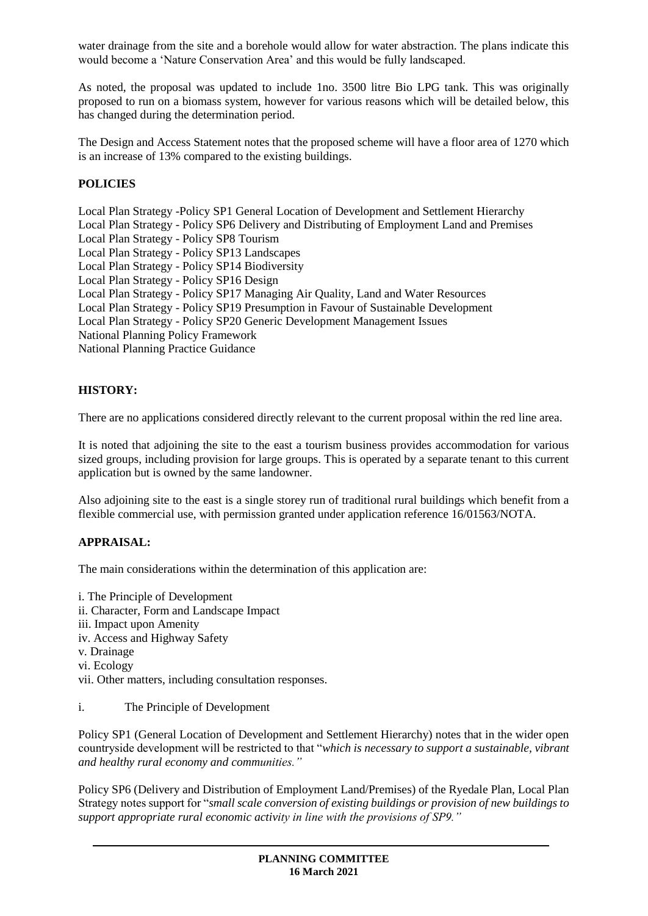water drainage from the site and a borehole would allow for water abstraction. The plans indicate this would become a 'Nature Conservation Area' and this would be fully landscaped.

As noted, the proposal was updated to include 1no. 3500 litre Bio LPG tank. This was originally proposed to run on a biomass system, however for various reasons which will be detailed below, this has changed during the determination period.

The Design and Access Statement notes that the proposed scheme will have a floor area of 1270 which is an increase of 13% compared to the existing buildings.

## POLICIES

Local Plan Strategy -Policy SP1 General Location of Development and Settlement Hierarchy
Local Plan Strategy - Policy SP6 Delivery and Distributing of Employment Land and Premises
Local Plan Strategy - Policy SP8 Tourism
Local Plan Strategy - Policy SP13 Landscapes
Local Plan Strategy - Policy SP14 Biodiversity
Local Plan Strategy - Policy SP16 Design
Local Plan Strategy - Policy SP17 Managing Air Quality, Land and Water Resources
Local Plan Strategy - Policy SP19 Presumption in Favour of Sustainable Development
Local Plan Strategy - Policy SP20 Generic Development Management Issues
National Planning Policy Framework
National Planning Practice Guidance

## HISTORY:

There are no applications considered directly relevant to the current proposal within the red line area.

It is noted that adjoining the site to the east a tourism business provides accommodation for various sized groups, including provision for large groups. This is operated by a separate tenant to this current application but is owned by the same landowner.

Also adjoining site to the east is a single storey run of traditional rural buildings which benefit from a flexible commercial use, with permission granted under application reference 16/01563/NOTA.

## APPRAISAL:

The main considerations within the determination of this application are:

i. The Principle of Development
ii. Character, Form and Landscape Impact
iii. Impact upon Amenity
iv. Access and Highway Safety
v. Drainage
vi. Ecology
vii. Other matters, including consultation responses.

i. The Principle of Development

Policy SP1 (General Location of Development and Settlement Hierarchy) notes that in the wider open countryside development will be restricted to that "*which is necessary to support a sustainable, vibrant and healthy rural economy and communities."*

Policy SP6 (Delivery and Distribution of Employment Land/Premises) of the Ryedale Plan, Local Plan Strategy notes support for "*small scale conversion of existing buildings or provision of new buildings to support appropriate rural economic activity in line with the provisions of SP9."*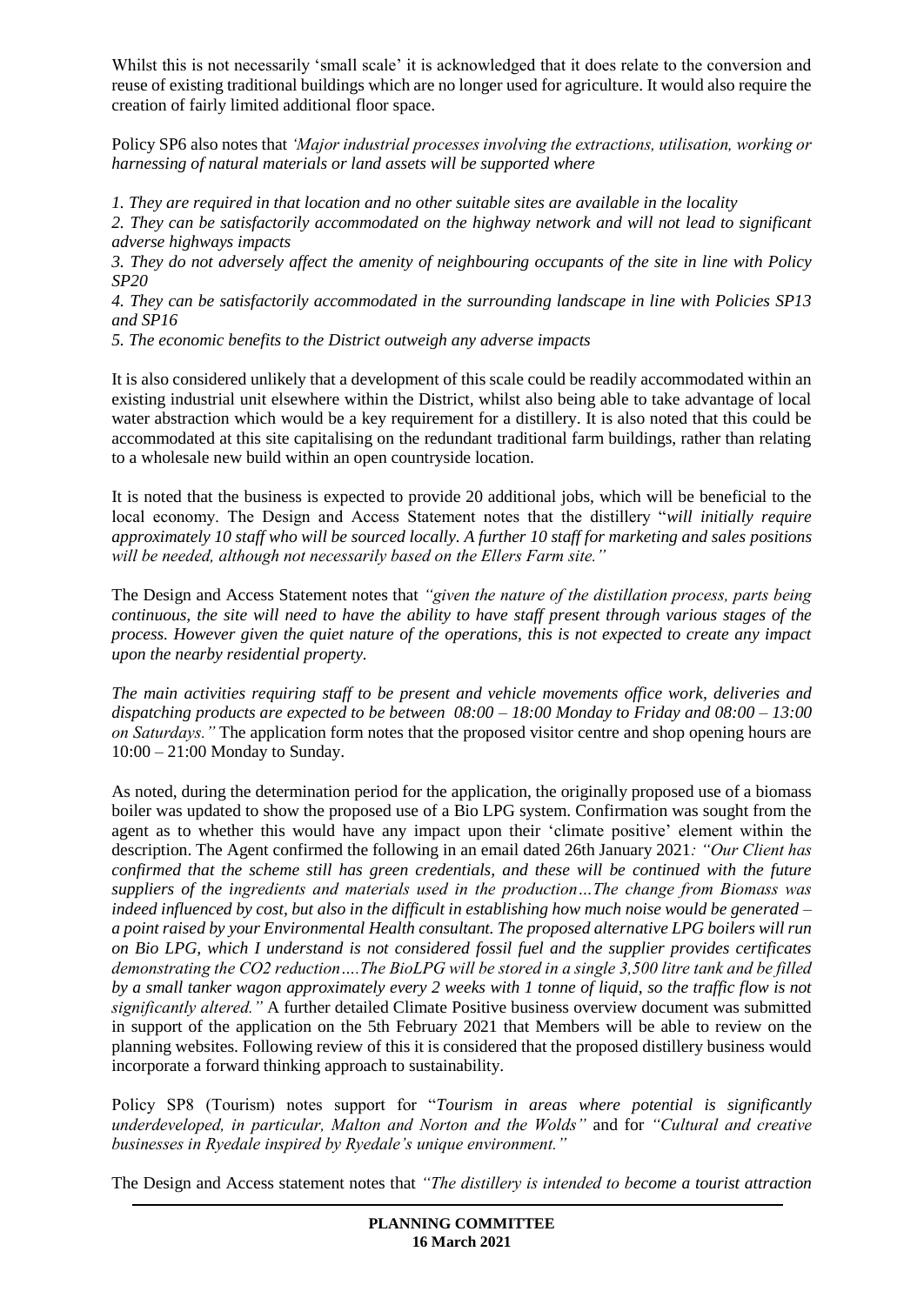Whilst this is not necessarily 'small scale' it is acknowledged that it does relate to the conversion and reuse of existing traditional buildings which are no longer used for agriculture. It would also require the creation of fairly limited additional floor space.

Policy SP6 also notes that *'Major industrial processes involving the extractions, utilisation, working or harnessing of natural materials or land assets will be supported where*

*1. They are required in that location and no other suitable sites are available in the locality*
*2. They can be satisfactorily accommodated on the highway network and will not lead to significant adverse highways impacts*
*3. They do not adversely affect the amenity of neighbouring occupants of the site in line with Policy SP20*
*4. They can be satisfactorily accommodated in the surrounding landscape in line with Policies SP13 and SP16*
*5. The economic benefits to the District outweigh any adverse impacts*

It is also considered unlikely that a development of this scale could be readily accommodated within an existing industrial unit elsewhere within the District, whilst also being able to take advantage of local water abstraction which would be a key requirement for a distillery. It is also noted that this could be accommodated at this site capitalising on the redundant traditional farm buildings, rather than relating to a wholesale new build within an open countryside location.

It is noted that the business is expected to provide 20 additional jobs, which will be beneficial to the local economy. The Design and Access Statement notes that the distillery "*will initially require approximately 10 staff who will be sourced locally. A further 10 staff for marketing and sales positions will be needed, although not necessarily based on the Ellers Farm site."*

The Design and Access Statement notes that *"given the nature of the distillation process, parts being continuous, the site will need to have the ability to have staff present through various stages of the process. However given the quiet nature of the operations, this is not expected to create any impact upon the nearby residential property.*

*The main activities requiring staff to be present and vehicle movements office work, deliveries and dispatching products are expected to be between 08:00 – 18:00 Monday to Friday and 08:00 – 13:00 on Saturdays."* The application form notes that the proposed visitor centre and shop opening hours are 10:00 – 21:00 Monday to Sunday.

As noted, during the determination period for the application, the originally proposed use of a biomass boiler was updated to show the proposed use of a Bio LPG system. Confirmation was sought from the agent as to whether this would have any impact upon their 'climate positive' element within the description. The Agent confirmed the following in an email dated 26th January 2021*: "Our Client has confirmed that the scheme still has green credentials, and these will be continued with the future suppliers of the ingredients and materials used in the production…The change from Biomass was indeed influenced by cost, but also in the difficult in establishing how much noise would be generated – a point raised by your Environmental Health consultant. The proposed alternative LPG boilers will run on Bio LPG, which I understand is not considered fossil fuel and the supplier provides certificates demonstrating the CO2 reduction….The BioLPG will be stored in a single 3,500 litre tank and be filled by a small tanker wagon approximately every 2 weeks with 1 tonne of liquid, so the traffic flow is not significantly altered."* A further detailed Climate Positive business overview document was submitted in support of the application on the 5th February 2021 that Members will be able to review on the planning websites. Following review of this it is considered that the proposed distillery business would incorporate a forward thinking approach to sustainability.

Policy SP8 (Tourism) notes support for "*Tourism in areas where potential is significantly underdeveloped, in particular, Malton and Norton and the Wolds"* and for *"Cultural and creative businesses in Ryedale inspired by Ryedale's unique environment."*

The Design and Access statement notes that *"The distillery is intended to become a tourist attraction*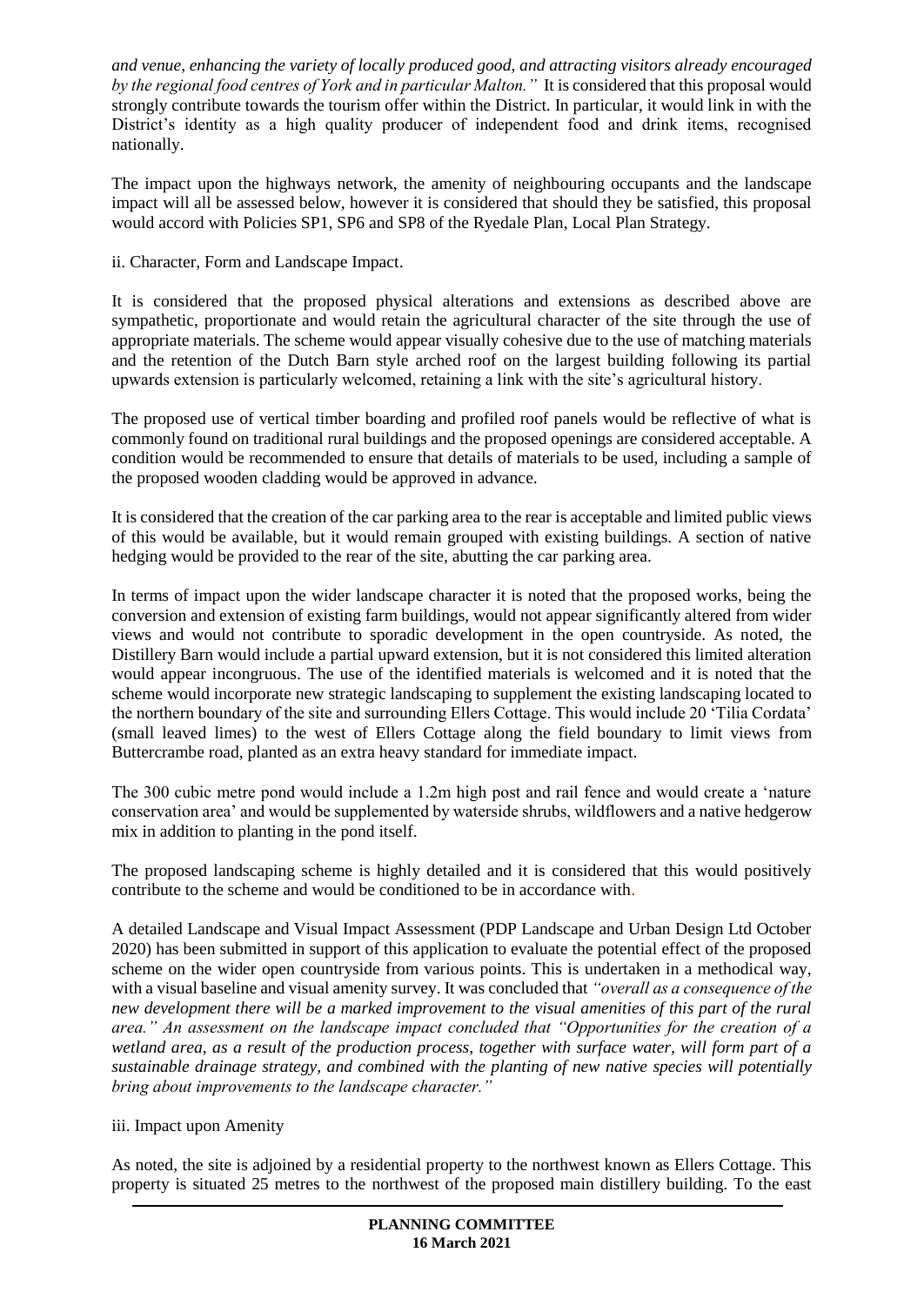*and venue, enhancing the variety of locally produced good, and attracting visitors already encouraged by the regional food centres of York and in particular Malton."* It is considered that this proposal would strongly contribute towards the tourism offer within the District. In particular, it would link in with the District's identity as a high quality producer of independent food and drink items, recognised nationally.

The impact upon the highways network, the amenity of neighbouring occupants and the landscape impact will all be assessed below, however it is considered that should they be satisfied, this proposal would accord with Policies SP1, SP6 and SP8 of the Ryedale Plan, Local Plan Strategy.

ii. Character, Form and Landscape Impact.

It is considered that the proposed physical alterations and extensions as described above are sympathetic, proportionate and would retain the agricultural character of the site through the use of appropriate materials. The scheme would appear visually cohesive due to the use of matching materials and the retention of the Dutch Barn style arched roof on the largest building following its partial upwards extension is particularly welcomed, retaining a link with the site's agricultural history.

The proposed use of vertical timber boarding and profiled roof panels would be reflective of what is commonly found on traditional rural buildings and the proposed openings are considered acceptable. A condition would be recommended to ensure that details of materials to be used, including a sample of the proposed wooden cladding would be approved in advance.

It is considered that the creation of the car parking area to the rear is acceptable and limited public views of this would be available, but it would remain grouped with existing buildings. A section of native hedging would be provided to the rear of the site, abutting the car parking area.

In terms of impact upon the wider landscape character it is noted that the proposed works, being the conversion and extension of existing farm buildings, would not appear significantly altered from wider views and would not contribute to sporadic development in the open countryside. As noted, the Distillery Barn would include a partial upward extension, but it is not considered this limited alteration would appear incongruous. The use of the identified materials is welcomed and it is noted that the scheme would incorporate new strategic landscaping to supplement the existing landscaping located to the northern boundary of the site and surrounding Ellers Cottage. This would include 20 'Tilia Cordata' (small leaved limes) to the west of Ellers Cottage along the field boundary to limit views from Buttercrambe road, planted as an extra heavy standard for immediate impact.

The 300 cubic metre pond would include a 1.2m high post and rail fence and would create a 'nature conservation area' and would be supplemented by waterside shrubs, wildflowers and a native hedgerow mix in addition to planting in the pond itself.

The proposed landscaping scheme is highly detailed and it is considered that this would positively contribute to the scheme and would be conditioned to be in accordance with.

A detailed Landscape and Visual Impact Assessment (PDP Landscape and Urban Design Ltd October 2020) has been submitted in support of this application to evaluate the potential effect of the proposed scheme on the wider open countryside from various points. This is undertaken in a methodical way, with a visual baseline and visual amenity survey. It was concluded that *"overall as a consequence of the new development there will be a marked improvement to the visual amenities of this part of the rural area." An assessment on the landscape impact concluded that "Opportunities for the creation of a wetland area, as a result of the production process, together with surface water, will form part of a sustainable drainage strategy, and combined with the planting of new native species will potentially bring about improvements to the landscape character."*

iii. Impact upon Amenity

As noted, the site is adjoined by a residential property to the northwest known as Ellers Cottage. This property is situated 25 metres to the northwest of the proposed main distillery building. To the east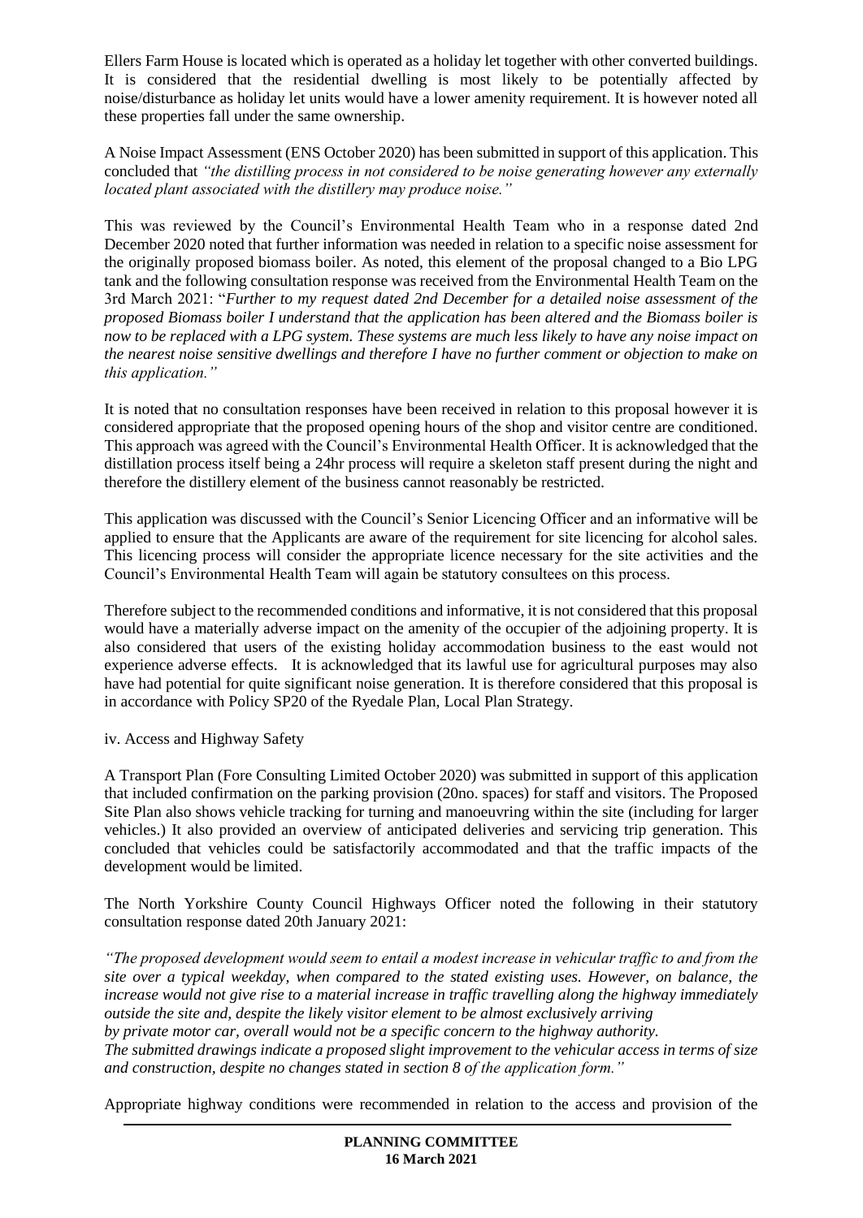Ellers Farm House is located which is operated as a holiday let together with other converted buildings. It is considered that the residential dwelling is most likely to be potentially affected by noise/disturbance as holiday let units would have a lower amenity requirement. It is however noted all these properties fall under the same ownership.

A Noise Impact Assessment (ENS October 2020) has been submitted in support of this application. This concluded that *"the distilling process in not considered to be noise generating however any externally located plant associated with the distillery may produce noise."*

This was reviewed by the Council's Environmental Health Team who in a response dated 2nd December 2020 noted that further information was needed in relation to a specific noise assessment for the originally proposed biomass boiler. As noted, this element of the proposal changed to a Bio LPG tank and the following consultation response was received from the Environmental Health Team on the 3rd March 2021: "*Further to my request dated 2nd December for a detailed noise assessment of the proposed Biomass boiler I understand that the application has been altered and the Biomass boiler is now to be replaced with a LPG system. These systems are much less likely to have any noise impact on the nearest noise sensitive dwellings and therefore I have no further comment or objection to make on this application."*

It is noted that no consultation responses have been received in relation to this proposal however it is considered appropriate that the proposed opening hours of the shop and visitor centre are conditioned. This approach was agreed with the Council's Environmental Health Officer. It is acknowledged that the distillation process itself being a 24hr process will require a skeleton staff present during the night and therefore the distillery element of the business cannot reasonably be restricted.

This application was discussed with the Council's Senior Licencing Officer and an informative will be applied to ensure that the Applicants are aware of the requirement for site licencing for alcohol sales. This licencing process will consider the appropriate licence necessary for the site activities and the Council's Environmental Health Team will again be statutory consultees on this process.

Therefore subject to the recommended conditions and informative, it is not considered that this proposal would have a materially adverse impact on the amenity of the occupier of the adjoining property. It is also considered that users of the existing holiday accommodation business to the east would not experience adverse effects. It is acknowledged that its lawful use for agricultural purposes may also have had potential for quite significant noise generation. It is therefore considered that this proposal is in accordance with Policy SP20 of the Ryedale Plan, Local Plan Strategy.

iv. Access and Highway Safety

A Transport Plan (Fore Consulting Limited October 2020) was submitted in support of this application that included confirmation on the parking provision (20no. spaces) for staff and visitors. The Proposed Site Plan also shows vehicle tracking for turning and manoeuvring within the site (including for larger vehicles.) It also provided an overview of anticipated deliveries and servicing trip generation. This concluded that vehicles could be satisfactorily accommodated and that the traffic impacts of the development would be limited.

The North Yorkshire County Council Highways Officer noted the following in their statutory consultation response dated 20th January 2021:

*"The proposed development would seem to entail a modest increase in vehicular traffic to and from the site over a typical weekday, when compared to the stated existing uses. However, on balance, the increase would not give rise to a material increase in traffic travelling along the highway immediately outside the site and, despite the likely visitor element to be almost exclusively arriving by private motor car, overall would not be a specific concern to the highway authority.*
*The submitted drawings indicate a proposed slight improvement to the vehicular access in terms of size and construction, despite no changes stated in section 8 of the application form."*

Appropriate highway conditions were recommended in relation to the access and provision of the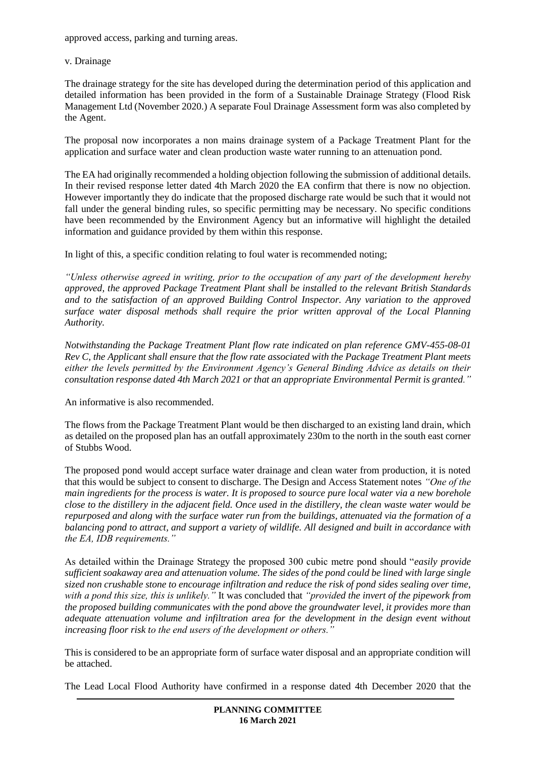approved access, parking and turning areas.

v. Drainage

The drainage strategy for the site has developed during the determination period of this application and detailed information has been provided in the form of a Sustainable Drainage Strategy (Flood Risk Management Ltd (November 2020.) A separate Foul Drainage Assessment form was also completed by the Agent.

The proposal now incorporates a non mains drainage system of a Package Treatment Plant for the application and surface water and clean production waste water running to an attenuation pond.

The EA had originally recommended a holding objection following the submission of additional details. In their revised response letter dated 4th March 2020 the EA confirm that there is now no objection. However importantly they do indicate that the proposed discharge rate would be such that it would not fall under the general binding rules, so specific permitting may be necessary. No specific conditions have been recommended by the Environment Agency but an informative will highlight the detailed information and guidance provided by them within this response.

In light of this, a specific condition relating to foul water is recommended noting;

*"Unless otherwise agreed in writing, prior to the occupation of any part of the development hereby approved, the approved Package Treatment Plant shall be installed to the relevant British Standards and to the satisfaction of an approved Building Control Inspector. Any variation to the approved surface water disposal methods shall require the prior written approval of the Local Planning Authority.*

*Notwithstanding the Package Treatment Plant flow rate indicated on plan reference GMV-455-08-01 Rev C, the Applicant shall ensure that the flow rate associated with the Package Treatment Plant meets either the levels permitted by the Environment Agency's General Binding Advice as details on their consultation response dated 4th March 2021 or that an appropriate Environmental Permit is granted."*

An informative is also recommended.

The flows from the Package Treatment Plant would be then discharged to an existing land drain, which as detailed on the proposed plan has an outfall approximately 230m to the north in the south east corner of Stubbs Wood.

The proposed pond would accept surface water drainage and clean water from production, it is noted that this would be subject to consent to discharge. The Design and Access Statement notes *"One of the main ingredients for the process is water. It is proposed to source pure local water via a new borehole close to the distillery in the adjacent field. Once used in the distillery, the clean waste water would be repurposed and along with the surface water run from the buildings, attenuated via the formation of a balancing pond to attract, and support a variety of wildlife. All designed and built in accordance with the EA, IDB requirements."*

As detailed within the Drainage Strategy the proposed 300 cubic metre pond should "*easily provide sufficient soakaway area and attenuation volume. The sides of the pond could be lined with large single sized non crushable stone to encourage infiltration and reduce the risk of pond sides sealing over time, with a pond this size, this is unlikely."* It was concluded that *"provided the invert of the pipework from the proposed building communicates with the pond above the groundwater level, it provides more than adequate attenuation volume and infiltration area for the development in the design event without increasing floor risk to the end users of the development or others."*

This is considered to be an appropriate form of surface water disposal and an appropriate condition will be attached.

The Lead Local Flood Authority have confirmed in a response dated 4th December 2020 that the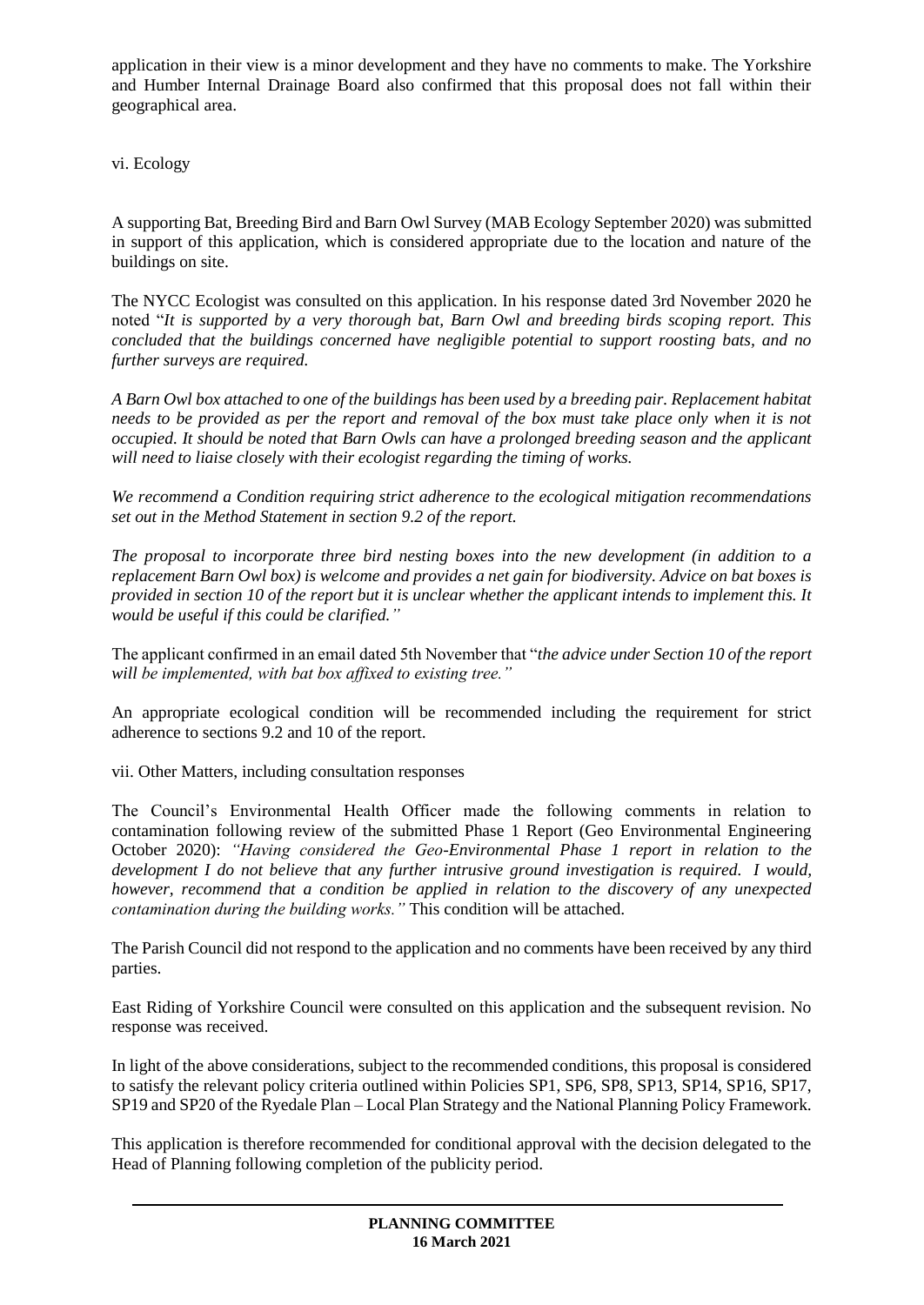application in their view is a minor development and they have no comments to make. The Yorkshire and Humber Internal Drainage Board also confirmed that this proposal does not fall within their geographical area.

vi. Ecology

A supporting Bat, Breeding Bird and Barn Owl Survey (MAB Ecology September 2020) was submitted in support of this application, which is considered appropriate due to the location and nature of the buildings on site.

The NYCC Ecologist was consulted on this application. In his response dated 3rd November 2020 he noted "*It is supported by a very thorough bat, Barn Owl and breeding birds scoping report. This concluded that the buildings concerned have negligible potential to support roosting bats, and no further surveys are required.*

*A Barn Owl box attached to one of the buildings has been used by a breeding pair. Replacement habitat needs to be provided as per the report and removal of the box must take place only when it is not occupied. It should be noted that Barn Owls can have a prolonged breeding season and the applicant will need to liaise closely with their ecologist regarding the timing of works.*

*We recommend a Condition requiring strict adherence to the ecological mitigation recommendations set out in the Method Statement in section 9.2 of the report.*

*The proposal to incorporate three bird nesting boxes into the new development (in addition to a replacement Barn Owl box) is welcome and provides a net gain for biodiversity. Advice on bat boxes is provided in section 10 of the report but it is unclear whether the applicant intends to implement this. It would be useful if this could be clarified.*"

The applicant confirmed in an email dated 5th November that "*the advice under Section 10 of the report will be implemented, with bat box affixed to existing tree.*"

An appropriate ecological condition will be recommended including the requirement for strict adherence to sections 9.2 and 10 of the report.

vii. Other Matters, including consultation responses

The Council's Environmental Health Officer made the following comments in relation to contamination following review of the submitted Phase 1 Report (Geo Environmental Engineering October 2020): *"Having considered the Geo-Environmental Phase 1 report in relation to the development I do not believe that any further intrusive ground investigation is required. I would, however, recommend that a condition be applied in relation to the discovery of any unexpected contamination during the building works."* This condition will be attached.

The Parish Council did not respond to the application and no comments have been received by any third parties.

East Riding of Yorkshire Council were consulted on this application and the subsequent revision. No response was received.

In light of the above considerations, subject to the recommended conditions, this proposal is considered to satisfy the relevant policy criteria outlined within Policies SP1, SP6, SP8, SP13, SP14, SP16, SP17, SP19 and SP20 of the Ryedale Plan – Local Plan Strategy and the National Planning Policy Framework.

This application is therefore recommended for conditional approval with the decision delegated to the Head of Planning following completion of the publicity period.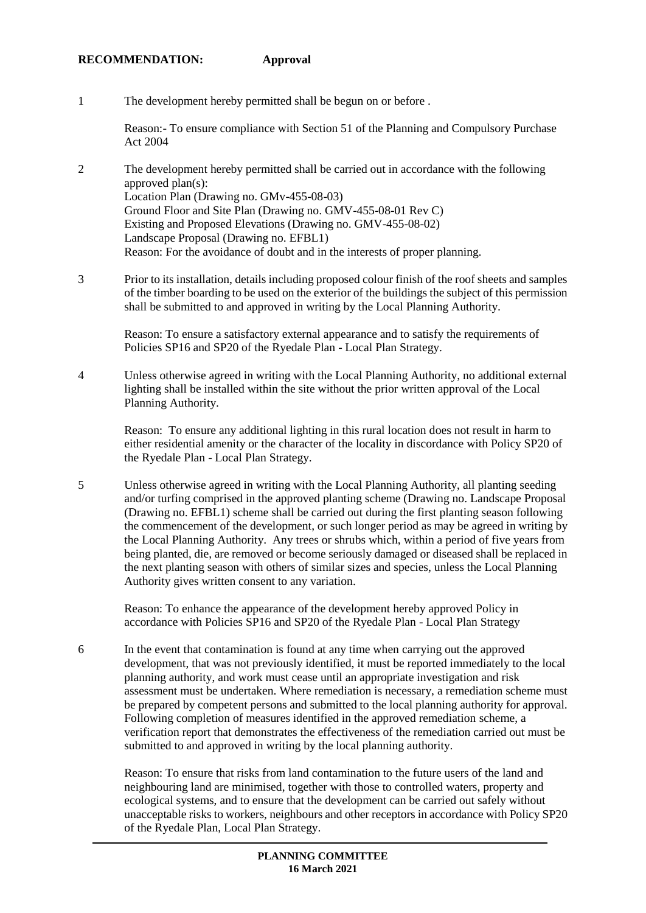**RECOMMENDATION:** **Approval**

1 The development hereby permitted shall be begun on or before .

Reason:- To ensure compliance with Section 51 of the Planning and Compulsory Purchase Act 2004

2 The development hereby permitted shall be carried out in accordance with the following approved plan(s):
Location Plan (Drawing no. GMv-455-08-03)
Ground Floor and Site Plan (Drawing no. GMV-455-08-01 Rev C)
Existing and Proposed Elevations (Drawing no. GMV-455-08-02)
Landscape Proposal (Drawing no. EFBL1)
Reason: For the avoidance of doubt and in the interests of proper planning.

3 Prior to its installation, details including proposed colour finish of the roof sheets and samples of the timber boarding to be used on the exterior of the buildings the subject of this permission shall be submitted to and approved in writing by the Local Planning Authority.

Reason: To ensure a satisfactory external appearance and to satisfy the requirements of Policies SP16 and SP20 of the Ryedale Plan - Local Plan Strategy.

4 Unless otherwise agreed in writing with the Local Planning Authority, no additional external lighting shall be installed within the site without the prior written approval of the Local Planning Authority.

Reason: To ensure any additional lighting in this rural location does not result in harm to either residential amenity or the character of the locality in discordance with Policy SP20 of the Ryedale Plan - Local Plan Strategy.

5 Unless otherwise agreed in writing with the Local Planning Authority, all planting seeding and/or turfing comprised in the approved planting scheme (Drawing no. Landscape Proposal (Drawing no. EFBL1) scheme shall be carried out during the first planting season following the commencement of the development, or such longer period as may be agreed in writing by the Local Planning Authority. Any trees or shrubs which, within a period of five years from being planted, die, are removed or become seriously damaged or diseased shall be replaced in the next planting season with others of similar sizes and species, unless the Local Planning Authority gives written consent to any variation.

Reason: To enhance the appearance of the development hereby approved Policy in accordance with Policies SP16 and SP20 of the Ryedale Plan - Local Plan Strategy

6 In the event that contamination is found at any time when carrying out the approved development, that was not previously identified, it must be reported immediately to the local planning authority, and work must cease until an appropriate investigation and risk assessment must be undertaken. Where remediation is necessary, a remediation scheme must be prepared by competent persons and submitted to the local planning authority for approval. Following completion of measures identified in the approved remediation scheme, a verification report that demonstrates the effectiveness of the remediation carried out must be submitted to and approved in writing by the local planning authority.

Reason: To ensure that risks from land contamination to the future users of the land and neighbouring land are minimised, together with those to controlled waters, property and ecological systems, and to ensure that the development can be carried out safely without unacceptable risks to workers, neighbours and other receptors in accordance with Policy SP20 of the Ryedale Plan, Local Plan Strategy.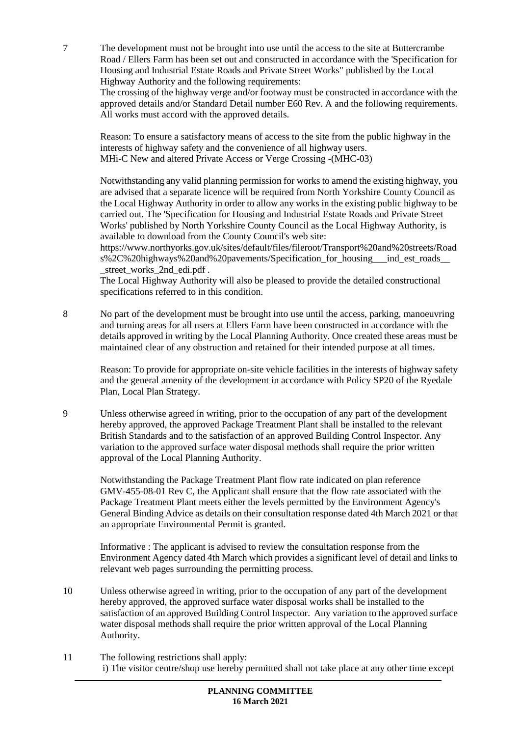7 The development must not be brought into use until the access to the site at Buttercrambe Road / Ellers Farm has been set out and constructed in accordance with the 'Specification for Housing and Industrial Estate Roads and Private Street Works" published by the Local Highway Authority and the following requirements:
The crossing of the highway verge and/or footway must be constructed in accordance with the approved details and/or Standard Detail number E60 Rev. A and the following requirements. All works must accord with the approved details.

Reason: To ensure a satisfactory means of access to the site from the public highway in the interests of highway safety and the convenience of all highway users.
MHi-C New and altered Private Access or Verge Crossing -(MHC-03)

Notwithstanding any valid planning permission for works to amend the existing highway, you are advised that a separate licence will be required from North Yorkshire County Council as the Local Highway Authority in order to allow any works in the existing public highway to be carried out. The 'Specification for Housing and Industrial Estate Roads and Private Street Works' published by North Yorkshire County Council as the Local Highway Authority, is available to download from the County Council's web site:
https://www.northyorks.gov.uk/sites/default/files/fileroot/Transport%20and%20streets/Roads%2C%20highways%20and%20pavements/Specification_for_housing___ind_est_roads___street_works_2nd_edi.pdf .
The Local Highway Authority will also be pleased to provide the detailed constructional specifications referred to in this condition.

8 No part of the development must be brought into use until the access, parking, manoeuvring and turning areas for all users at Ellers Farm have been constructed in accordance with the details approved in writing by the Local Planning Authority. Once created these areas must be maintained clear of any obstruction and retained for their intended purpose at all times.

Reason: To provide for appropriate on-site vehicle facilities in the interests of highway safety and the general amenity of the development in accordance with Policy SP20 of the Ryedale Plan, Local Plan Strategy.

9 Unless otherwise agreed in writing, prior to the occupation of any part of the development hereby approved, the approved Package Treatment Plant shall be installed to the relevant British Standards and to the satisfaction of an approved Building Control Inspector. Any variation to the approved surface water disposal methods shall require the prior written approval of the Local Planning Authority.

Notwithstanding the Package Treatment Plant flow rate indicated on plan reference GMV-455-08-01 Rev C, the Applicant shall ensure that the flow rate associated with the Package Treatment Plant meets either the levels permitted by the Environment Agency's General Binding Advice as details on their consultation response dated 4th March 2021 or that an appropriate Environmental Permit is granted.

Informative : The applicant is advised to review the consultation response from the Environment Agency dated 4th March which provides a significant level of detail and links to relevant web pages surrounding the permitting process.

10 Unless otherwise agreed in writing, prior to the occupation of any part of the development hereby approved, the approved surface water disposal works shall be installed to the satisfaction of an approved Building Control Inspector. Any variation to the approved surface water disposal methods shall require the prior written approval of the Local Planning Authority.

11 The following restrictions shall apply:
i) The visitor centre/shop use hereby permitted shall not take place at any other time except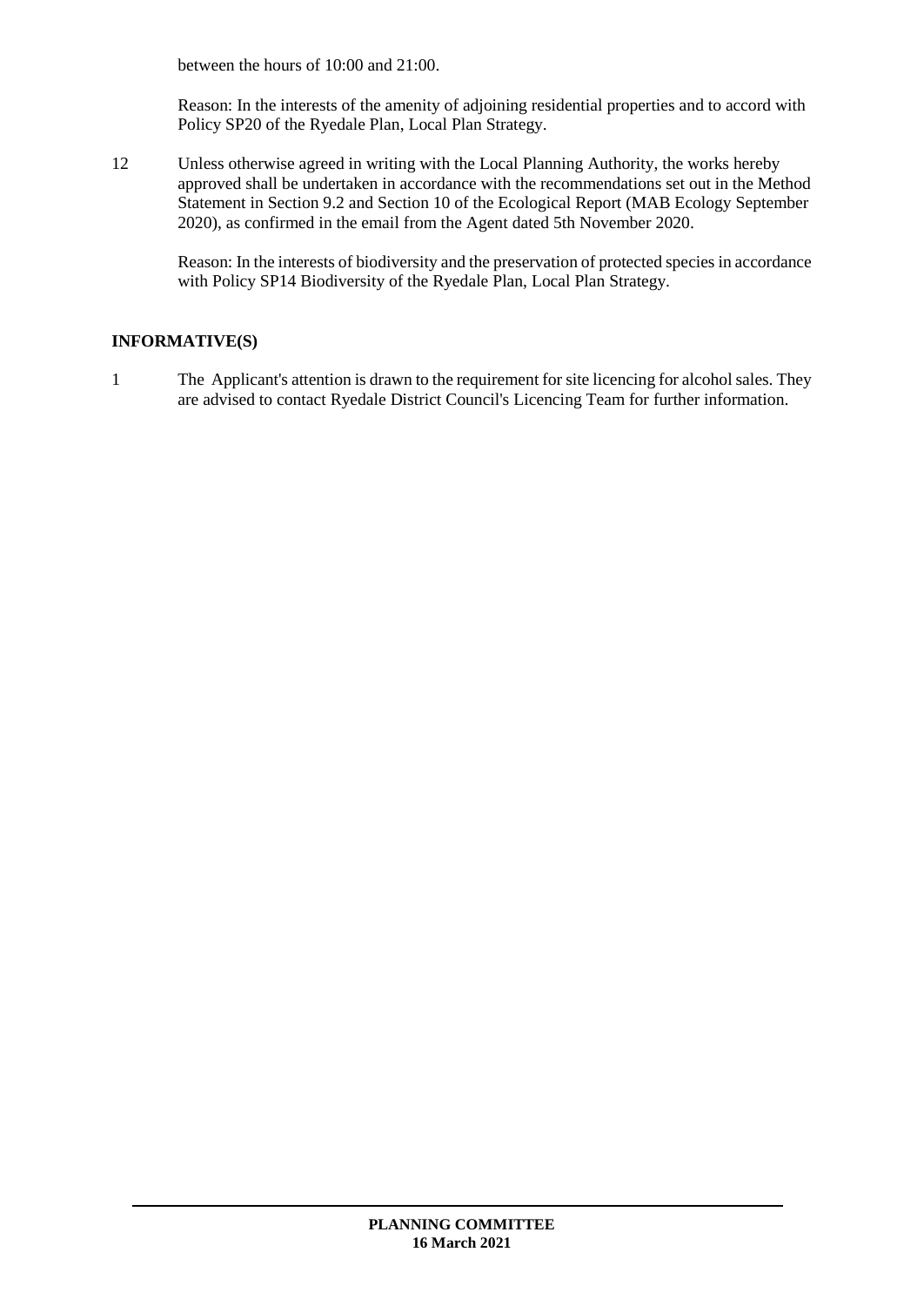between the hours of 10:00 and 21:00.

Reason: In the interests of the amenity of adjoining residential properties and to accord with Policy SP20 of the Ryedale Plan, Local Plan Strategy.

12 Unless otherwise agreed in writing with the Local Planning Authority, the works hereby approved shall be undertaken in accordance with the recommendations set out in the Method Statement in Section 9.2 and Section 10 of the Ecological Report (MAB Ecology September 2020), as confirmed in the email from the Agent dated 5th November 2020.

Reason: In the interests of biodiversity and the preservation of protected species in accordance with Policy SP14 Biodiversity of the Ryedale Plan, Local Plan Strategy.

**INFORMATIVE(S)**

1 The Applicant's attention is drawn to the requirement for site licencing for alcohol sales. They are advised to contact Ryedale District Council's Licencing Team for further information.